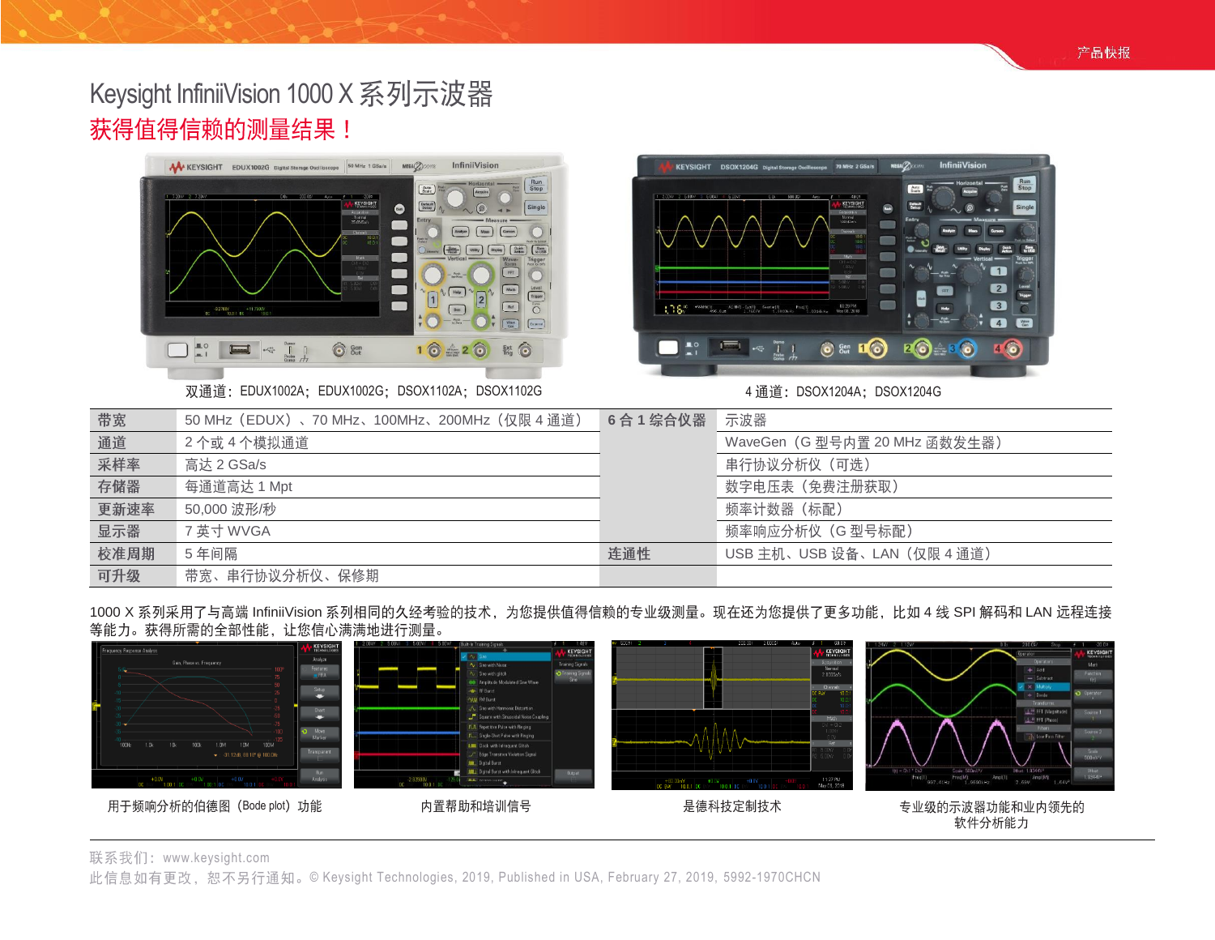# Keysight InfiniiVision 1000 X 系列示波器

## 获得值得信赖的测量结果！

双通道：EDUX1002A；EDUX1002G；DSOX1102A；DSOX1102G

4 通道：DSOX1204A；DSOX1204G

| 带宽 | 50 MHz（EDUX）、70 MHz、100MHz、200MHz（仅限 4 通道） | 6 合 1 综合仪器 | 示波器 |
|---|---|---|---|
| 通道 | 2 个或 4 个模拟通道 | | WaveGen（G 型号内置 20 MHz 函数发生器） |
| 采样率 | 高达 2 GSa/s | | 串行协议分析仪（可选） |
| 存储器 | 每通道高达 1 Mpt | | 数字电压表（免费注册获取） |
| 更新速率 | 50,000 波形/秒 | | 频率计数器（标配） |
| 显示器 | 7 英寸 WVGA | | 频率响应分析仪（G 型号标配） |
| 校准周期 | 5 年间隔 | 连通性 | USB 主机、USB 设备、LAN（仅限 4 通道） |
| 可升级 | 带宽、串行协议分析仪、保修期 | | |

1000 X 系列采用了与高端 InfiniiVision 系列相同的久经考验的技术，为您提供值得信赖的专业级测量。现在还为您提供了更多功能，比如 4 线 SPI 解码和 LAN 远程连接等能力。获得所需的全部性能，让您信心满满地进行测量。

用于频响分析的伯德图（Bode plot）功能

内置帮助和培训信号

是德科技定制技术

专业级的示波器功能和业内领先的软件分析能力

联系我们：www.keysight.com

此信息如有更改，恕不另行通知。© Keysight Technologies, 2019, Published in USA, February 27, 2019, 5992-1970CHCN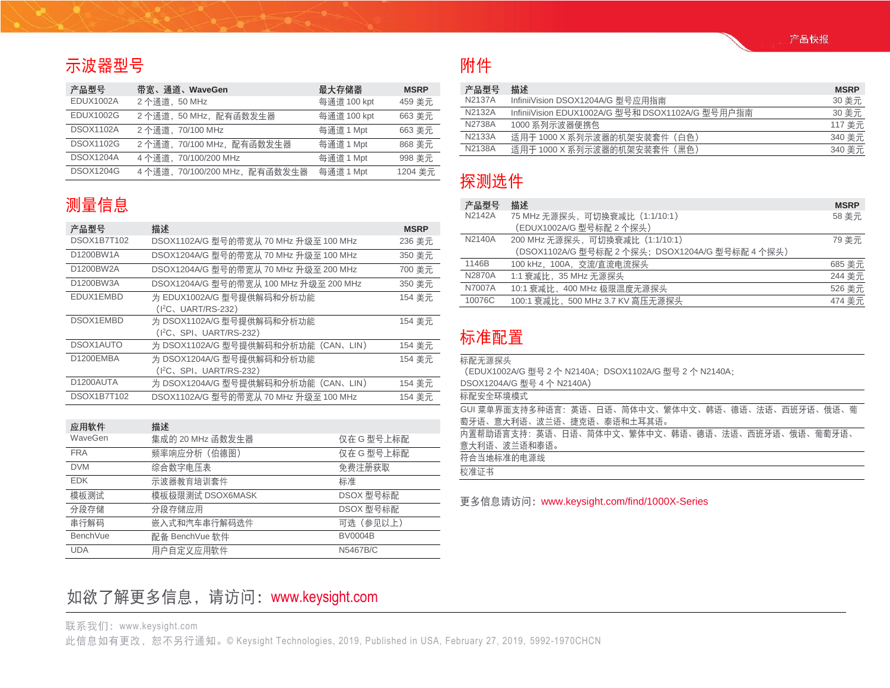## 示波器型号

| 产品型号 | 带宽、通道、WaveGen | 最大存储器 | MSRP |
|---|---|---|---|
| EDUX1002A | 2 个通道，50 MHz | 每通道 100 kpt | 459 美元 |
| EDUX1002G | 2 个通道，50 MHz，配有函数发生器 | 每通道 100 kpt | 663 美元 |
| DSOX1102A | 2 个通道，70/100 MHz | 每通道 1 Mpt | 663 美元 |
| DSOX1102G | 2 个通道，70/100 MHz，配有函数发生器 | 每通道 1 Mpt | 868 美元 |
| DSOX1204A | 4 个通道，70/100/200 MHz | 每通道 1 Mpt | 998 美元 |
| DSOX1204G | 4 个通道，70/100/200 MHz，配有函数发生器 | 每通道 1 Mpt | 1204 美元 |

## 测量信息

| 产品型号 | 描述 | MSRP |
|---|---|---|
| DSOX1B7T102 | DSOX1102A/G 型号的带宽从 70 MHz 升级至 100 MHz | 236 美元 |
| D1200BW1A | DSOX1204A/G 型号的带宽从 70 MHz 升级至 100 MHz | 350 美元 |
| D1200BW2A | DSOX1204A/G 型号的带宽从 70 MHz 升级至 200 MHz | 700 美元 |
| D1200BW3A | DSOX1204A/G 型号的带宽从 100 MHz 升级至 200 MHz | 350 美元 |
| EDUX1EMBD | 为 EDUX1002A/G 型号提供解码和分析功能（$I^2C$、UART/RS-232） | 154 美元 |
| DSOX1EMBD | 为 DSOX1102A/G 型号提供解码和分析功能（$I^2C$、SPI、UART/RS-232） | 154 美元 |
| DSOX1AUTO | 为 DSOX1102A/G 型号提供解码和分析功能（CAN、LIN） | 154 美元 |
| D1200EMBA | 为 DSOX1204A/G 型号提供解码和分析功能（$I^2C$、SPI、UART/RS-232） | 154 美元 |
| D1200AUTA | 为 DSOX1204A/G 型号提供解码和分析功能（CAN、LIN） | 154 美元 |
| DSOX1B7T102 | DSOX1102A/G 型号的带宽从 70 MHz 升级至 100 MHz | 154 美元 |

| 应用软件 | 描述 | |
|---|---|---|
| WaveGen | 集成的 20 MHz 函数发生器 | 仅在 G 型号上标配 |
| FRA | 频率响应分析（伯德图） | 仅在 G 型号上标配 |
| DVM | 综合数字电压表 | 免费注册获取 |
| EDK | 示波器教育培训套件 | 标准 |
| 模板测试 | 模板极限测试 DSOX6MASK | DSOX 型号标配 |
| 分段存储 | 分段存储应用 | DSOX 型号标配 |
| 串行解码 | 嵌入式和汽车串行解码选件 | 可选（参见以上） |
| BenchVue | 配备 BenchVue 软件 | BV0004B |
| UDA | 用户自定义应用软件 | N5467B/C |

## 附件

| 产品型号 | 描述 | MSRP |
|---|---|---|
| N2137A | InfiniiVision DSOX1204A/G 型号应用指南 | 30 美元 |
| N2132A | InfiniiVision EDUX1002A/G 型号和 DSOX1102A/G 型号用户指南 | 30 美元 |
| N2738A | 1000 系列示波器便携包 | 117 美元 |
| N2133A | 适用于 1000 X 系列示波器的机架安装套件（白色） | 340 美元 |
| N2138A | 适用于 1000 X 系列示波器的机架安装套件（黑色） | 340 美元 |

## 探测选件

| 产品型号 | 描述 | MSRP |
|---|---|---|
| N2142A | 75 MHz 无源探头，可切换衰减比（1:1/10:1）（EDUX1002A/G 型号标配 2 个探头） | 58 美元 |
| N2140A | 200 MHz 无源探头，可切换衰减比（1:1/10:1）（DSOX1102A/G 型号标配 2 个探头；DSOX1204A/G 型号标配 4 个探头） | 79 美元 |
| 1146B | 100 kHz，100A，交流/直流电流探头 | 685 美元 |
| N2870A | 1:1 衰减比，35 MHz 无源探头 | 244 美元 |
| N7007A | 10:1 衰减比，400 MHz 极限温度无源探头 | 526 美元 |
| 10076C | 100:1 衰减比，500 MHz 3.7 KV 高压无源探头 | 474 美元 |

## 标准配置

标配无源探头（EDUX1002A/G 型号 2 个 N2140A；DSOX1102A/G 型号 2 个 N2140A；DSOX1204A/G 型号 4 个 N2140A）

标配安全环境模式

GUI 菜单界面支持多种语言：英语、日语、简体中文、繁体中文、韩语、德语、法语、西班牙语、俄语、葡萄牙语、意大利语、波兰语、捷克语、泰语和土耳其语。

内置帮助语言支持：英语、日语、简体中文、繁体中文、韩语、德语、法语、西班牙语、俄语、葡萄牙语、意大利语、波兰语和泰语。

符合当地标准的电源线

校准证书

更多信息请访问：www.keysight.com/find/1000X-Series

如欲了解更多信息，请访问：www.keysight.com

联系我们：www.keysight.com

此信息如有更改，恕不另行通知。© Keysight Technologies, 2019, Published in USA, February 27, 2019, 5992-1970CHCN